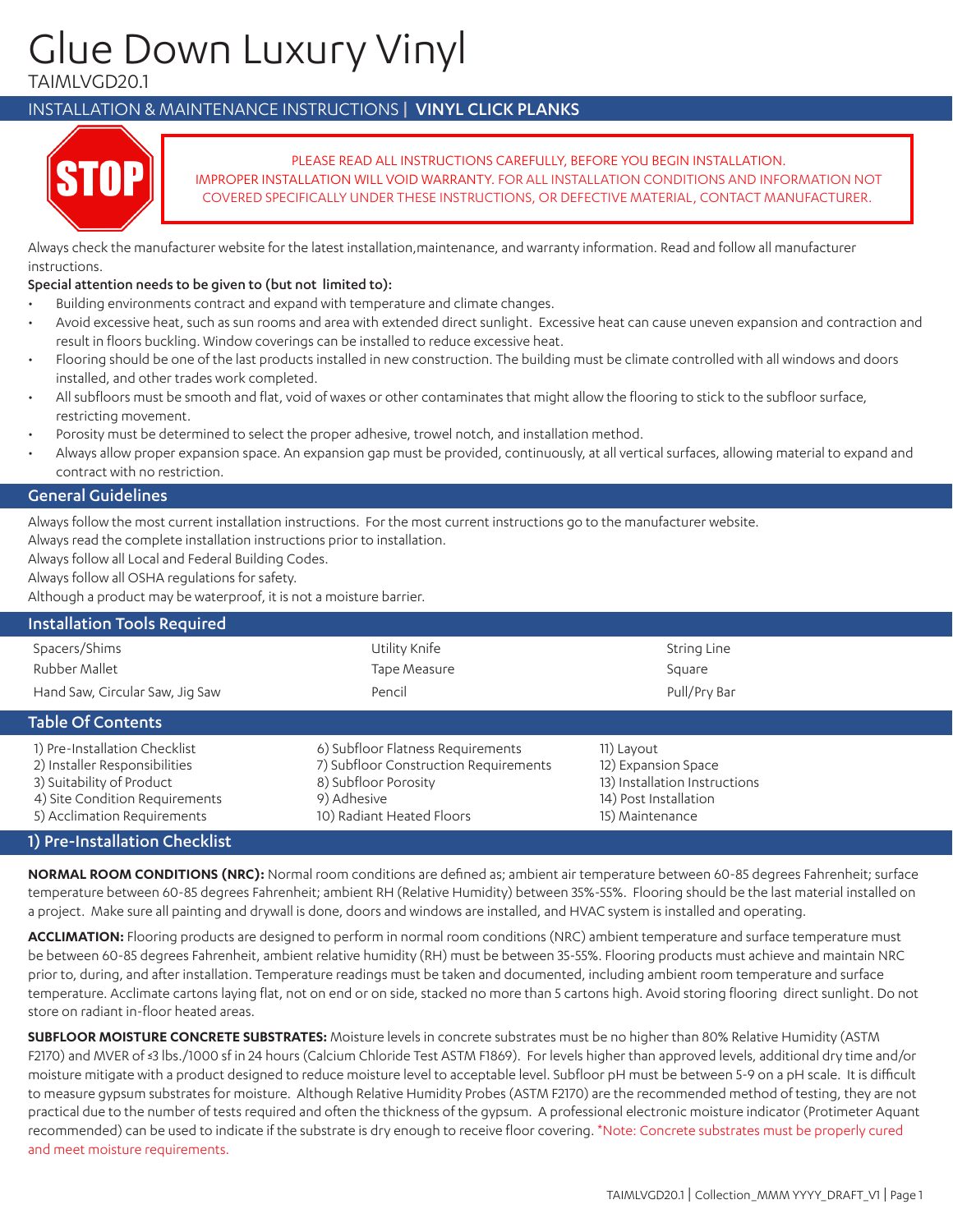# Glue Down Luxury Vinyl

TAIMLVGD20.1

## INSTALLATION & MAINTENANCE INSTRUCTIONS | **VINYL CLICK PLANKS**

STOP

PLEASE READ ALL INSTRUCTIONS CAREFULLY, BEFORE YOU BEGIN INSTALLATION.
IMPROPER INSTALLATION WILL VOID WARRANTY. FOR ALL INSTALLATION CONDITIONS AND INFORMATION NOT COVERED SPECIFICALLY UNDER THESE INSTRUCTIONS, OR DEFECTIVE MATERIAL, CONTACT MANUFACTURER.

Always check the manufacturer website for the latest installation,maintenance, and warranty information. Read and follow all manufacturer instructions.

**Special attention needs to be given to (but not limited to):**

- Building environments contract and expand with temperature and climate changes.
- Avoid excessive heat, such as sun rooms and area with extended direct sunlight. Excessive heat can cause uneven expansion and contraction and result in floors buckling. Window coverings can be installed to reduce excessive heat.
- Flooring should be one of the last products installed in new construction. The building must be climate controlled with all windows and doors installed, and other trades work completed.
- All subfloors must be smooth and flat, void of waxes or other contaminates that might allow the flooring to stick to the subfloor surface, restricting movement.
- Porosity must be determined to select the proper adhesive, trowel notch, and installation method.
- Always allow proper expansion space. An expansion gap must be provided, continuously, at all vertical surfaces, allowing material to expand and contract with no restriction.

## General Guidelines

Always follow the most current installation instructions. For the most current instructions go to the manufacturer website.
Always read the complete installation instructions prior to installation.
Always follow all Local and Federal Building Codes.
Always follow all OSHA regulations for safety.
Although a product may be waterproof, it is not a moisture barrier.

## Installation Tools Required

| | | |
|---|---|---|
| Spacers/Shims | Utility Knife | String Line |
| Rubber Mallet | Tape Measure | Square |
| Hand Saw, Circular Saw, Jig Saw | Pencil | Pull/Pry Bar |

## Table Of Contents

1) Pre-Installation Checklist
2) Installer Responsibilities
3) Suitability of Product
4) Site Condition Requirements
5) Acclimation Requirements
6) Subfloor Flatness Requirements
7) Subfloor Construction Requirements
8) Subfloor Porosity
9) Adhesive
10) Radiant Heated Floors
11) Layout
12) Expansion Space
13) Installation Instructions
14) Post Installation
15) Maintenance

## 1) Pre-Installation Checklist

**NORMAL ROOM CONDITIONS (NRC):** Normal room conditions are defined as; ambient air temperature between 60-85 degrees Fahrenheit; surface temperature between 60-85 degrees Fahrenheit; ambient RH (Relative Humidity) between 35%-55%. Flooring should be the last material installed on a project. Make sure all painting and drywall is done, doors and windows are installed, and HVAC system is installed and operating.

**ACCLIMATION:** Flooring products are designed to perform in normal room conditions (NRC) ambient temperature and surface temperature must be between 60-85 degrees Fahrenheit, ambient relative humidity (RH) must be between 35-55%. Flooring products must achieve and maintain NRC prior to, during, and after installation. Temperature readings must be taken and documented, including ambient room temperature and surface temperature. Acclimate cartons laying flat, not on end or on side, stacked no more than 5 cartons high. Avoid storing flooring direct sunlight. Do not store on radiant in-floor heated areas.

**SUBFLOOR MOISTURE CONCRETE SUBSTRATES:** Moisture levels in concrete substrates must be no higher than 80% Relative Humidity (ASTM F2170) and MVER of ≤3 lbs./1000 sf in 24 hours (Calcium Chloride Test ASTM F1869). For levels higher than approved levels, additional dry time and/or moisture mitigate with a product designed to reduce moisture level to acceptable level. Subfloor pH must be between 5-9 on a pH scale. It is difficult to measure gypsum substrates for moisture. Although Relative Humidity Probes (ASTM F2170) are the recommended method of testing, they are not practical due to the number of tests required and often the thickness of the gypsum. A professional electronic moisture indicator (Protimeter Aquant recommended) can be used to indicate if the substrate is dry enough to receive floor covering. *Note: Concrete substrates must be properly cured and meet moisture requirements.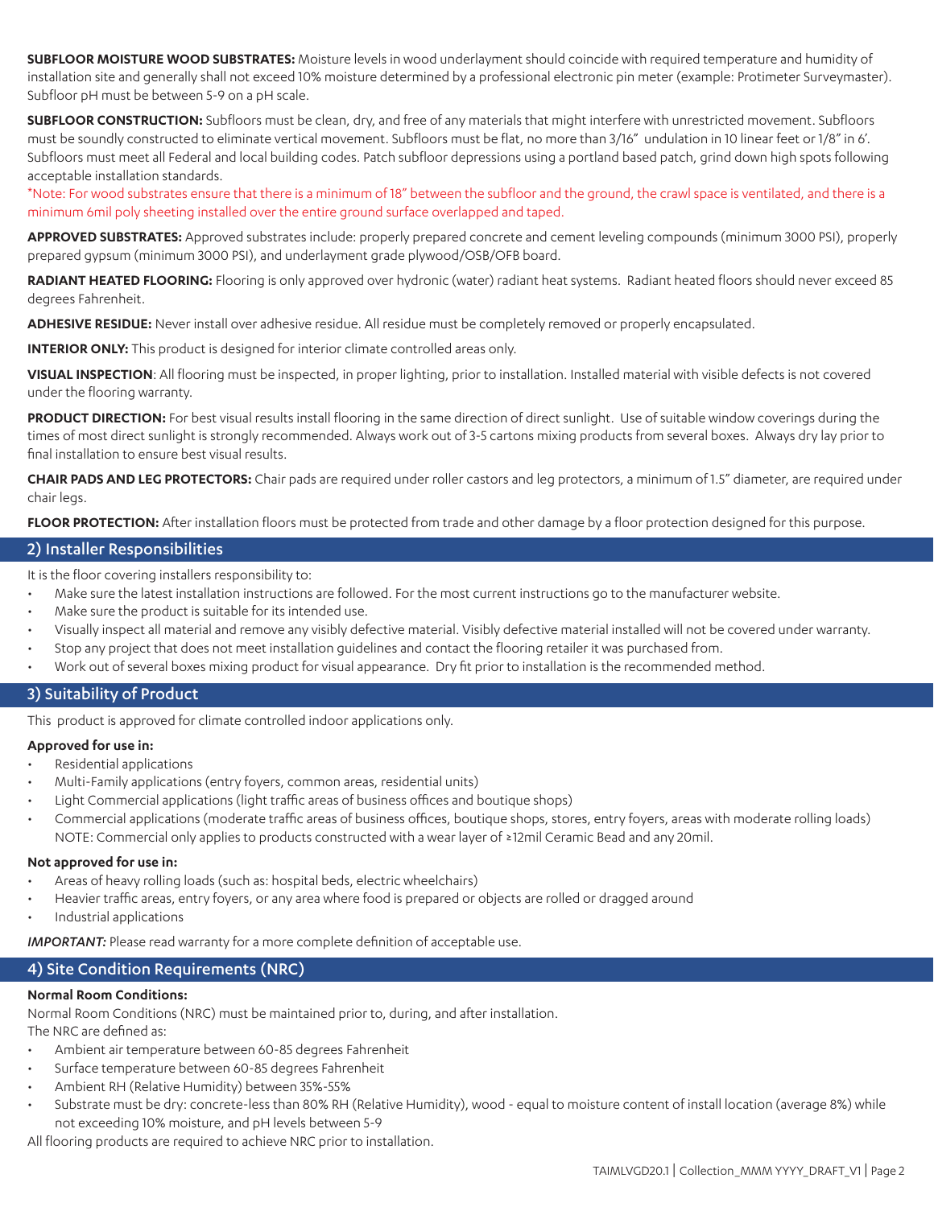**SUBFLOOR MOISTURE WOOD SUBSTRATES:** Moisture levels in wood underlayment should coincide with required temperature and humidity of installation site and generally shall not exceed 10% moisture determined by a professional electronic pin meter (example: Protimeter Surveymaster). Subfloor pH must be between 5-9 on a pH scale.

**SUBFLOOR CONSTRUCTION:** Subfloors must be clean, dry, and free of any materials that might interfere with unrestricted movement. Subfloors must be soundly constructed to eliminate vertical movement. Subfloors must be flat, no more than 3/16" undulation in 10 linear feet or 1/8" in 6'. Subfloors must meet all Federal and local building codes. Patch subfloor depressions using a portland based patch, grind down high spots following acceptable installation standards.

*Note: For wood substrates ensure that there is a minimum of 18" between the subfloor and the ground, the crawl space is ventilated, and there is a minimum 6mil poly sheeting installed over the entire ground surface overlapped and taped.

**APPROVED SUBSTRATES:** Approved substrates include: properly prepared concrete and cement leveling compounds (minimum 3000 PSI), properly prepared gypsum (minimum 3000 PSI), and underlayment grade plywood/OSB/OFB board.

**RADIANT HEATED FLOORING:** Flooring is only approved over hydronic (water) radiant heat systems. Radiant heated floors should never exceed 85 degrees Fahrenheit.

**ADHESIVE RESIDUE:** Never install over adhesive residue. All residue must be completely removed or properly encapsulated.

**INTERIOR ONLY:** This product is designed for interior climate controlled areas only.

**VISUAL INSPECTION**: All flooring must be inspected, in proper lighting, prior to installation. Installed material with visible defects is not covered under the flooring warranty.

**PRODUCT DIRECTION:** For best visual results install flooring in the same direction of direct sunlight. Use of suitable window coverings during the times of most direct sunlight is strongly recommended. Always work out of 3-5 cartons mixing products from several boxes. Always dry lay prior to final installation to ensure best visual results.

**CHAIR PADS AND LEG PROTECTORS:** Chair pads are required under roller castors and leg protectors, a minimum of 1.5" diameter, are required under chair legs.

**FLOOR PROTECTION:** After installation floors must be protected from trade and other damage by a floor protection designed for this purpose.

## 2) Installer Responsibilities

It is the floor covering installers responsibility to:

- Make sure the latest installation instructions are followed. For the most current instructions go to the manufacturer website.
- Make sure the product is suitable for its intended use.
- Visually inspect all material and remove any visibly defective material. Visibly defective material installed will not be covered under warranty.
- Stop any project that does not meet installation guidelines and contact the flooring retailer it was purchased from.
- Work out of several boxes mixing product for visual appearance. Dry fit prior to installation is the recommended method.

## 3) Suitability of Product

This product is approved for climate controlled indoor applications only.

**Approved for use in:**

- Residential applications
- Multi-Family applications (entry foyers, common areas, residential units)
- Light Commercial applications (light traffic areas of business offices and boutique shops)
- Commercial applications (moderate traffic areas of business offices, boutique shops, stores, entry foyers, areas with moderate rolling loads) NOTE: Commercial only applies to products constructed with a wear layer of ≥12mil Ceramic Bead and any 20mil.

**Not approved for use in:**

- Areas of heavy rolling loads (such as: hospital beds, electric wheelchairs)
- Heavier traffic areas, entry foyers, or any area where food is prepared or objects are rolled or dragged around
- Industrial applications

***IMPORTANT:*** Please read warranty for a more complete definition of acceptable use.

## 4) Site Condition Requirements (NRC)

**Normal Room Conditions:**

Normal Room Conditions (NRC) must be maintained prior to, during, and after installation.
The NRC are defined as:

- Ambient air temperature between 60-85 degrees Fahrenheit
- Surface temperature between 60-85 degrees Fahrenheit
- Ambient RH (Relative Humidity) between 35%-55%
- Substrate must be dry: concrete-less than 80% RH (Relative Humidity), wood - equal to moisture content of install location (average 8%) while not exceeding 10% moisture, and pH levels between 5-9

All flooring products are required to achieve NRC prior to installation.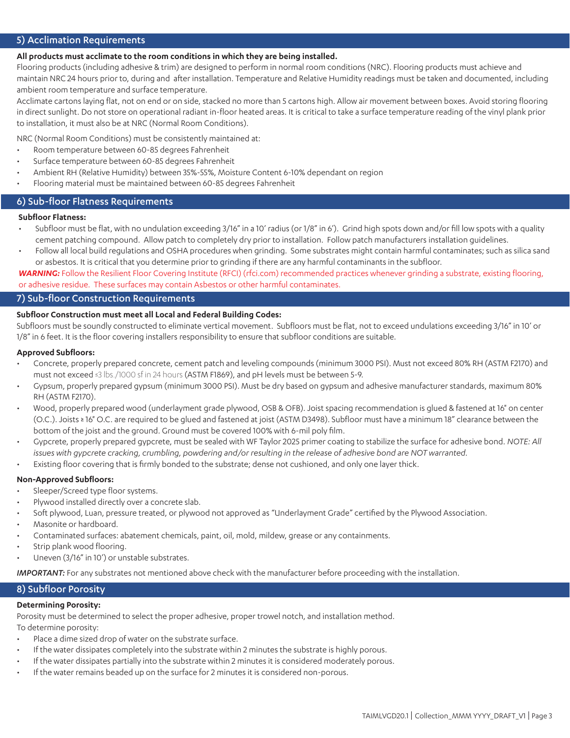## 5) Acclimation Requirements

**All products must acclimate to the room conditions in which they are being installed.**

Flooring products (including adhesive & trim) are designed to perform in normal room conditions (NRC). Flooring products must achieve and maintain NRC 24 hours prior to, during and after installation. Temperature and Relative Humidity readings must be taken and documented, including ambient room temperature and surface temperature.

Acclimate cartons laying flat, not on end or on side, stacked no more than 5 cartons high. Allow air movement between boxes. Avoid storing flooring in direct sunlight. Do not store on operational radiant in-floor heated areas. It is critical to take a surface temperature reading of the vinyl plank prior to installation, it must also be at NRC (Normal Room Conditions).

NRC (Normal Room Conditions) must be consistently maintained at:

- Room temperature between 60-85 degrees Fahrenheit
- Surface temperature between 60-85 degrees Fahrenheit
- Ambient RH (Relative Humidity) between 35%-55%, Moisture Content 6-10% dependant on region
- Flooring material must be maintained between 60-85 degrees Fahrenheit

## 6) Sub-floor Flatness Requirements

**Subfloor Flatness:**

- Subfloor must be flat, with no undulation exceeding 3/16" in a 10' radius (or 1/8" in 6'). Grind high spots down and/or fill low spots with a quality cement patching compound. Allow patch to completely dry prior to installation. Follow patch manufacturers installation guidelines.
- Follow all local build regulations and OSHA procedures when grinding. Some substrates might contain harmful contaminates; such as silica sand or asbestos. It is critical that you determine prior to grinding if there are any harmful contaminants in the subfloor.

***WARNING:*** Follow the Resilient Floor Covering Institute (RFCI) (rfci.com) recommended practices whenever grinding a substrate, existing flooring, or adhesive residue. These surfaces may contain Asbestos or other harmful contaminates.

## 7) Sub-floor Construction Requirements

**Subfloor Construction must meet all Local and Federal Building Codes:**

Subfloors must be soundly constructed to eliminate vertical movement. Subfloors must be flat, not to exceed undulations exceeding 3/16" in 10' or 1/8" in 6 feet. It is the floor covering installers responsibility to ensure that subfloor conditions are suitable.

**Approved Subfloors:**

- Concrete, properly prepared concrete, cement patch and leveling compounds (minimum 3000 PSI). Must not exceed 80% RH (ASTM F2170) and must not exceed ≤3 lbs./1000 sf in 24 hours (ASTM F1869), and pH levels must be between 5-9.
- Gypsum, properly prepared gypsum (minimum 3000 PSI). Must be dry based on gypsum and adhesive manufacturer standards, maximum 80% RH (ASTM F2170).
- Wood, properly prepared wood (underlayment grade plywood, OSB & OFB). Joist spacing recommendation is glued & fastened at 16" on center (O.C.). Joists ≥ 16" O.C. are required to be glued and fastened at joist (ASTM D3498). Subfloor must have a minimum 18" clearance between the bottom of the joist and the ground. Ground must be covered 100% with 6-mil poly film.
- Gypcrete, properly prepared gypcrete, must be sealed with WF Taylor 2025 primer coating to stabilize the surface for adhesive bond. *NOTE: All issues with gypcrete cracking, crumbling, powdering and/or resulting in the release of adhesive bond are NOT warranted.*
- Existing floor covering that is firmly bonded to the substrate; dense not cushioned, and only one layer thick.

**Non-Approved Subfloors:**

- Sleeper/Screed type floor systems.
- Plywood installed directly over a concrete slab.
- Soft plywood, Luan, pressure treated, or plywood not approved as "Underlayment Grade" certified by the Plywood Association.
- Masonite or hardboard.
- Contaminated surfaces: abatement chemicals, paint, oil, mold, mildew, grease or any containments.
- Strip plank wood flooring.
- Uneven (3/16" in 10') or unstable substrates.

***IMPORTANT:*** For any substrates not mentioned above check with the manufacturer before proceeding with the installation.

## 8) Subfloor Porosity

**Determining Porosity:**

Porosity must be determined to select the proper adhesive, proper trowel notch, and installation method.

To determine porosity:

- Place a dime sized drop of water on the substrate surface.
- If the water dissipates completely into the substrate within 2 minutes the substrate is highly porous.
- If the water dissipates partially into the substrate within 2 minutes it is considered moderately porous.
- If the water remains beaded up on the surface for 2 minutes it is considered non-porous.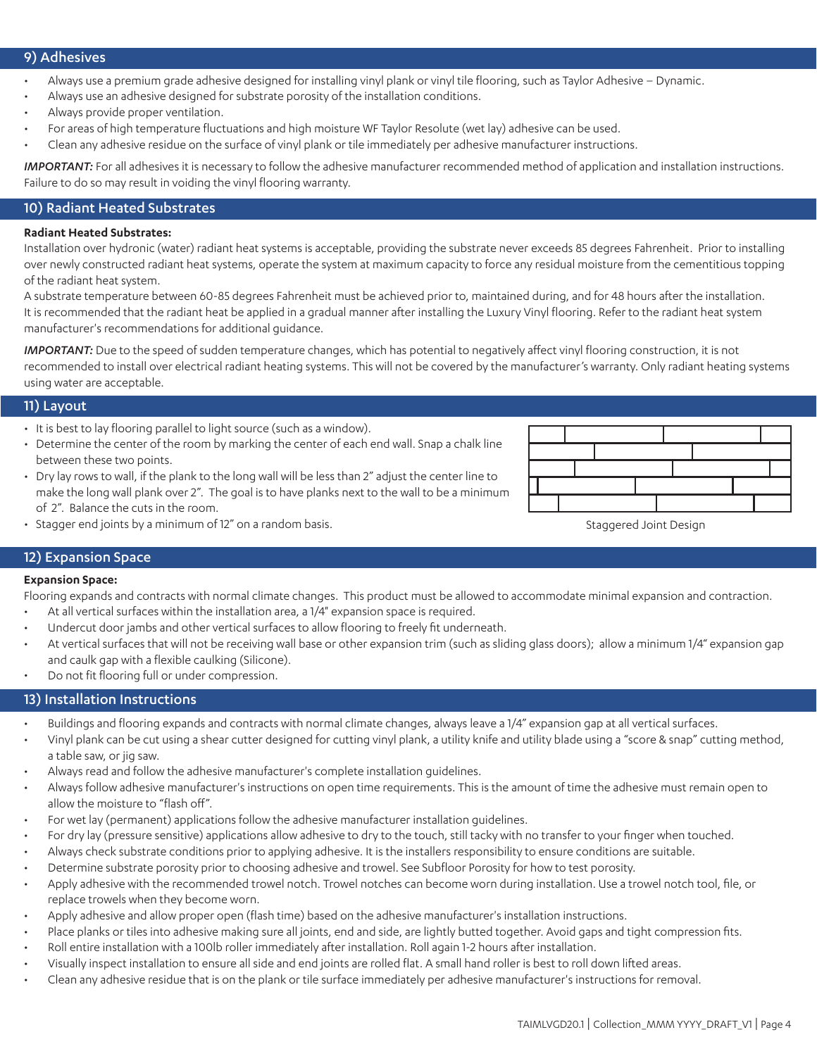## 9) Adhesives

- Always use a premium grade adhesive designed for installing vinyl plank or vinyl tile flooring, such as Taylor Adhesive – Dynamic.
- Always use an adhesive designed for substrate porosity of the installation conditions.
- Always provide proper ventilation.
- For areas of high temperature fluctuations and high moisture WF Taylor Resolute (wet lay) adhesive can be used.
- Clean any adhesive residue on the surface of vinyl plank or tile immediately per adhesive manufacturer instructions.

***IMPORTANT:*** For all adhesives it is necessary to follow the adhesive manufacturer recommended method of application and installation instructions. Failure to do so may result in voiding the vinyl flooring warranty.

## 10) Radiant Heated Substrates

**Radiant Heated Substrates:**

Installation over hydronic (water) radiant heat systems is acceptable, providing the substrate never exceeds 85 degrees Fahrenheit. Prior to installing over newly constructed radiant heat systems, operate the system at maximum capacity to force any residual moisture from the cementitious topping of the radiant heat system.

A substrate temperature between 60-85 degrees Fahrenheit must be achieved prior to, maintained during, and for 48 hours after the installation. It is recommended that the radiant heat be applied in a gradual manner after installing the Luxury Vinyl flooring. Refer to the radiant heat system manufacturer's recommendations for additional guidance.

***IMPORTANT:*** Due to the speed of sudden temperature changes, which has potential to negatively affect vinyl flooring construction, it is not recommended to install over electrical radiant heating systems. This will not be covered by the manufacturer's warranty. Only radiant heating systems using water are acceptable.

## 11) Layout

- It is best to lay flooring parallel to light source (such as a window).
- Determine the center of the room by marking the center of each end wall. Snap a chalk line between these two points.
- Dry lay rows to wall, if the plank to the long wall will be less than 2" adjust the center line to make the long wall plank over 2". The goal is to have planks next to the wall to be a minimum of 2". Balance the cuts in the room.
- Stagger end joints by a minimum of 12" on a random basis.

Staggered Joint Design

## 12) Expansion Space

**Expansion Space:**

Flooring expands and contracts with normal climate changes. This product must be allowed to accommodate minimal expansion and contraction.

- At all vertical surfaces within the installation area, a 1/4" expansion space is required.
- Undercut door jambs and other vertical surfaces to allow flooring to freely fit underneath.
- At vertical surfaces that will not be receiving wall base or other expansion trim (such as sliding glass doors); allow a minimum 1/4" expansion gap and caulk gap with a flexible caulking (Silicone).
- Do not fit flooring full or under compression.

## 13) Installation Instructions

- Buildings and flooring expands and contracts with normal climate changes, always leave a 1/4" expansion gap at all vertical surfaces.
- Vinyl plank can be cut using a shear cutter designed for cutting vinyl plank, a utility knife and utility blade using a "score & snap" cutting method, a table saw, or jig saw.
- Always read and follow the adhesive manufacturer's complete installation guidelines.
- Always follow adhesive manufacturer's instructions on open time requirements. This is the amount of time the adhesive must remain open to allow the moisture to "flash off".
- For wet lay (permanent) applications follow the adhesive manufacturer installation guidelines.
- For dry lay (pressure sensitive) applications allow adhesive to dry to the touch, still tacky with no transfer to your finger when touched.
- Always check substrate conditions prior to applying adhesive. It is the installers responsibility to ensure conditions are suitable.
- Determine substrate porosity prior to choosing adhesive and trowel. See Subfloor Porosity for how to test porosity.
- Apply adhesive with the recommended trowel notch. Trowel notches can become worn during installation. Use a trowel notch tool, file, or replace trowels when they become worn.
- Apply adhesive and allow proper open (flash time) based on the adhesive manufacturer's installation instructions.
- Place planks or tiles into adhesive making sure all joints, end and side, are lightly butted together. Avoid gaps and tight compression fits.
- Roll entire installation with a 100lb roller immediately after installation. Roll again 1-2 hours after installation.
- Visually inspect installation to ensure all side and end joints are rolled flat. A small hand roller is best to roll down lifted areas.
- Clean any adhesive residue that is on the plank or tile surface immediately per adhesive manufacturer's instructions for removal.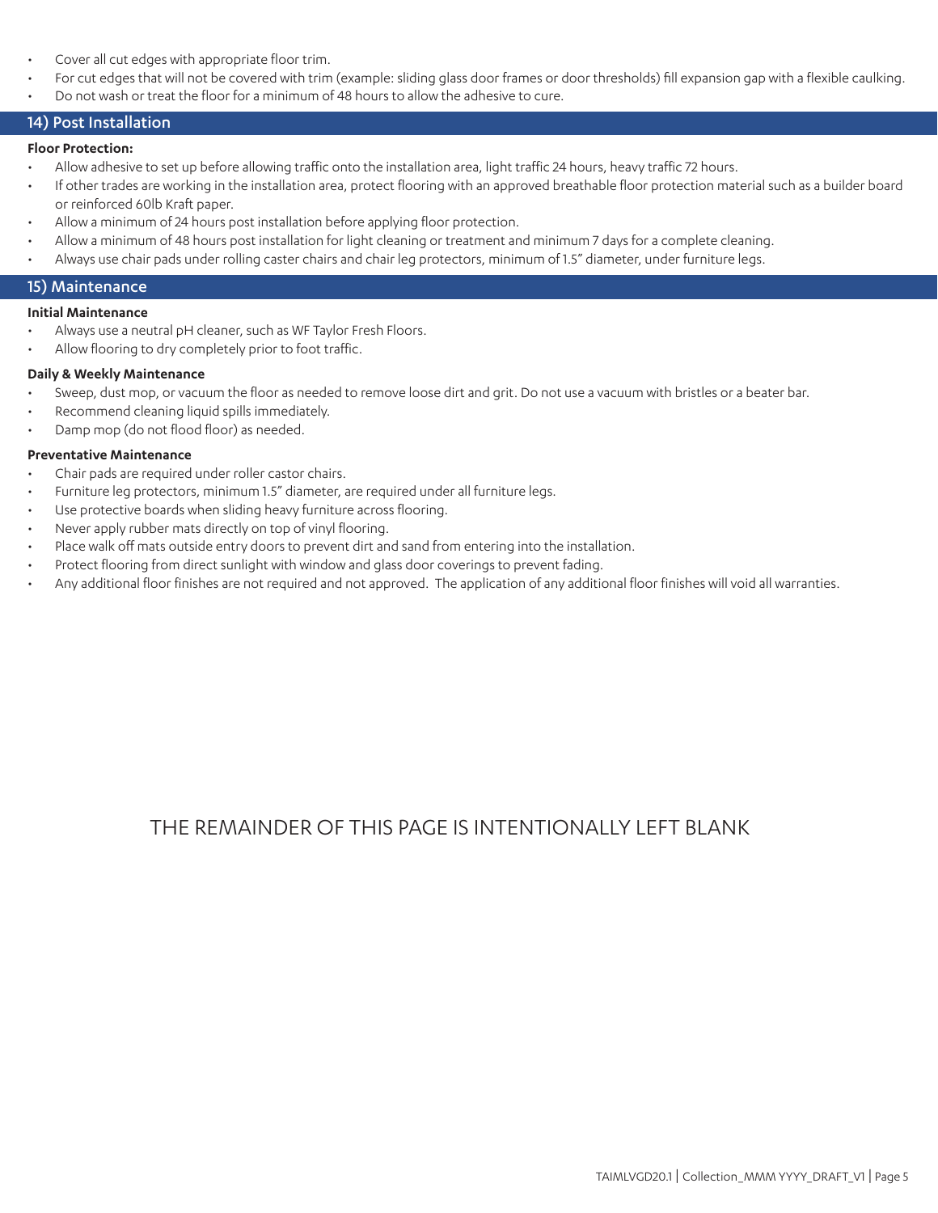- Cover all cut edges with appropriate floor trim.
- For cut edges that will not be covered with trim (example: sliding glass door frames or door thresholds) fill expansion gap with a flexible caulking.
- Do not wash or treat the floor for a minimum of 48 hours to allow the adhesive to cure.

## 14) Post Installation

**Floor Protection:**

- Allow adhesive to set up before allowing traffic onto the installation area, light traffic 24 hours, heavy traffic 72 hours.
- If other trades are working in the installation area, protect flooring with an approved breathable floor protection material such as a builder board or reinforced 60lb Kraft paper.
- Allow a minimum of 24 hours post installation before applying floor protection.
- Allow a minimum of 48 hours post installation for light cleaning or treatment and minimum 7 days for a complete cleaning.
- Always use chair pads under rolling caster chairs and chair leg protectors, minimum of 1.5" diameter, under furniture legs.

## 15) Maintenance

**Initial Maintenance**

- Always use a neutral pH cleaner, such as WF Taylor Fresh Floors.
- Allow flooring to dry completely prior to foot traffic.

**Daily & Weekly Maintenance**

- Sweep, dust mop, or vacuum the floor as needed to remove loose dirt and grit. Do not use a vacuum with bristles or a beater bar.
- Recommend cleaning liquid spills immediately.
- Damp mop (do not flood floor) as needed.

**Preventative Maintenance**

- Chair pads are required under roller castor chairs.
- Furniture leg protectors, minimum 1.5" diameter, are required under all furniture legs.
- Use protective boards when sliding heavy furniture across flooring.
- Never apply rubber mats directly on top of vinyl flooring.
- Place walk off mats outside entry doors to prevent dirt and sand from entering into the installation.
- Protect flooring from direct sunlight with window and glass door coverings to prevent fading.
- Any additional floor finishes are not required and not approved. The application of any additional floor finishes will void all warranties.

THE REMAINDER OF THIS PAGE IS INTENTIONALLY LEFT BLANK